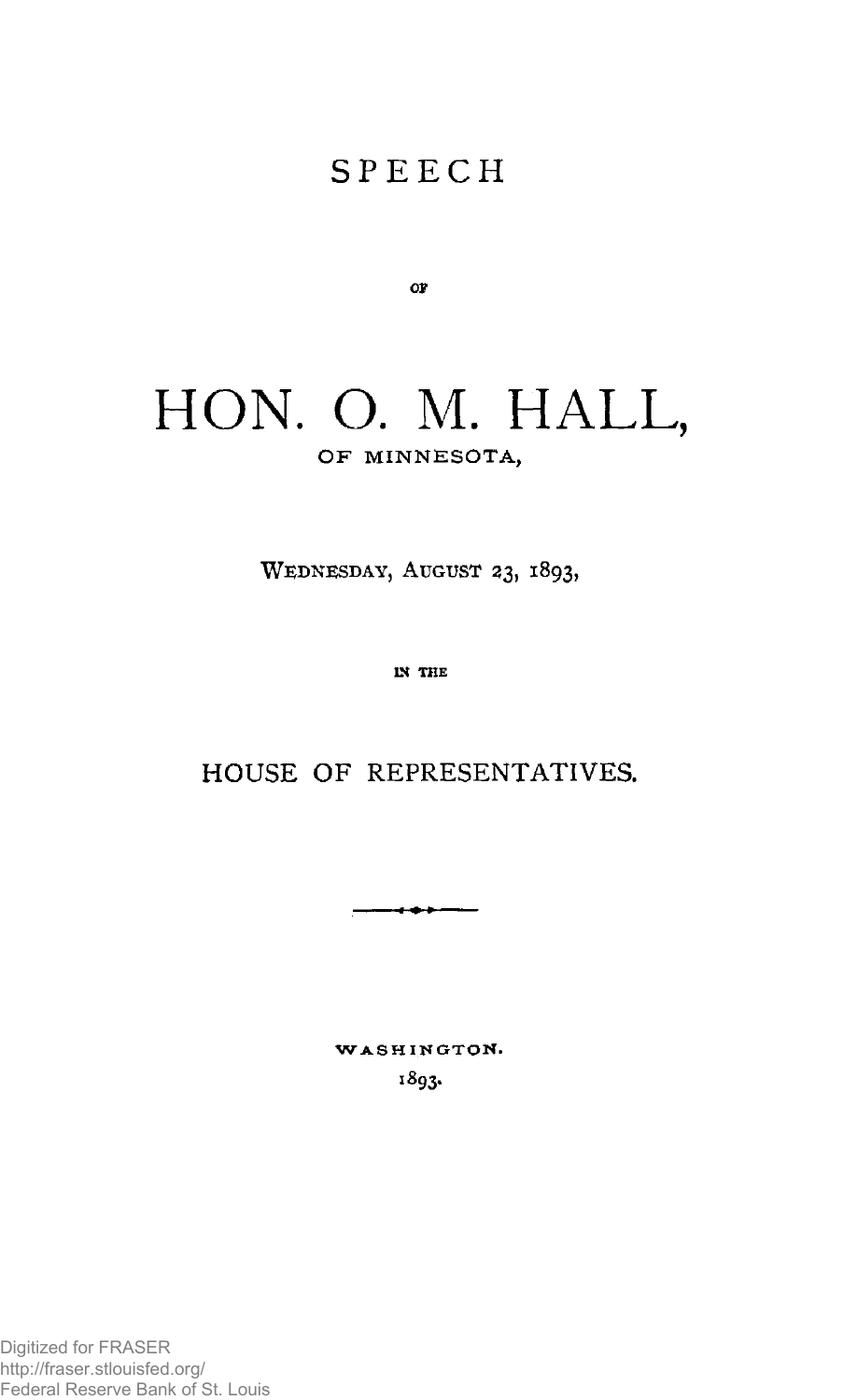# SPEECH

OF

# HON. O. M. HALL,

OF MINNESOTA,

WEDNESDAY, AUGUST 23, 1893,

IN THE

## HOUSE OF REPRESENTATIVES.

WASHINGTON.

1893.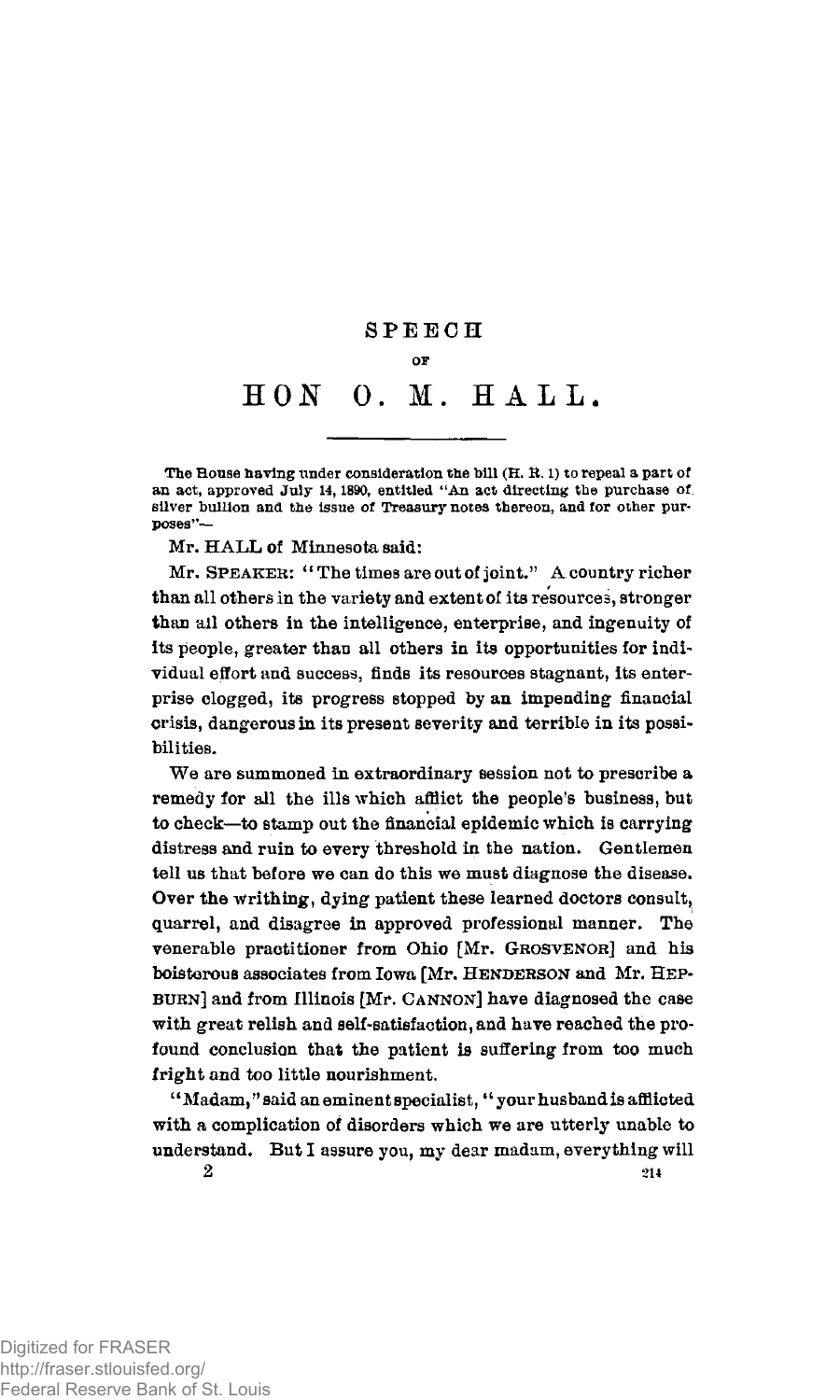# SPEECH

OF

# HON O. M. HALL.

The House having under consideration the bill (H. R. 1) to repeal a part of an act, approved July 14, 1890, entitled "An act directing the purchase of silver bullion and the issue of Treasury notes thereon, and for other purposes"—

Mr. HALL of Minnesota said:

Mr. SPEAKER: "The times are out of joint." A country richer than all others in the variety and extent of its resources, stronger than all others in the intelligence, enterprise, and ingenuity of its people, greater than all others in its opportunities for individual effort and success, finds its resources stagnant, its enterprise clogged, its progress stopped by an impending financial crisis, dangerous in its present severity and terrible in its possibilities.

We are summoned in extraordinary session not to prescribe a remedy for all the ills which afflict the people's business, but to check—to stamp out the financial epidemic which is carrying distress and ruin to every threshold in the nation. Gentlemen tell us that before we can do this we must diagnose the disease. Over the writhing, dying patient these learned doctors consult, quarrel, and disagree in approved professional manner. The venerable practitioner from Ohio [Mr. GROSVENOR] and his boisterous associates from Iowa [Mr. HENDERSON and Mr. HEPBURN] and from Illinois [Mr. CANNON] have diagnosed the case with great relish and self-satisfaction, and have reached the profound conclusion that the patient is suffering from too much fright and too little nourishment.

"Madam," said an eminent specialist, "your husband is afflicted with a complication of disorders which we are utterly unable to understand. But I assure you, my dear madam, everything will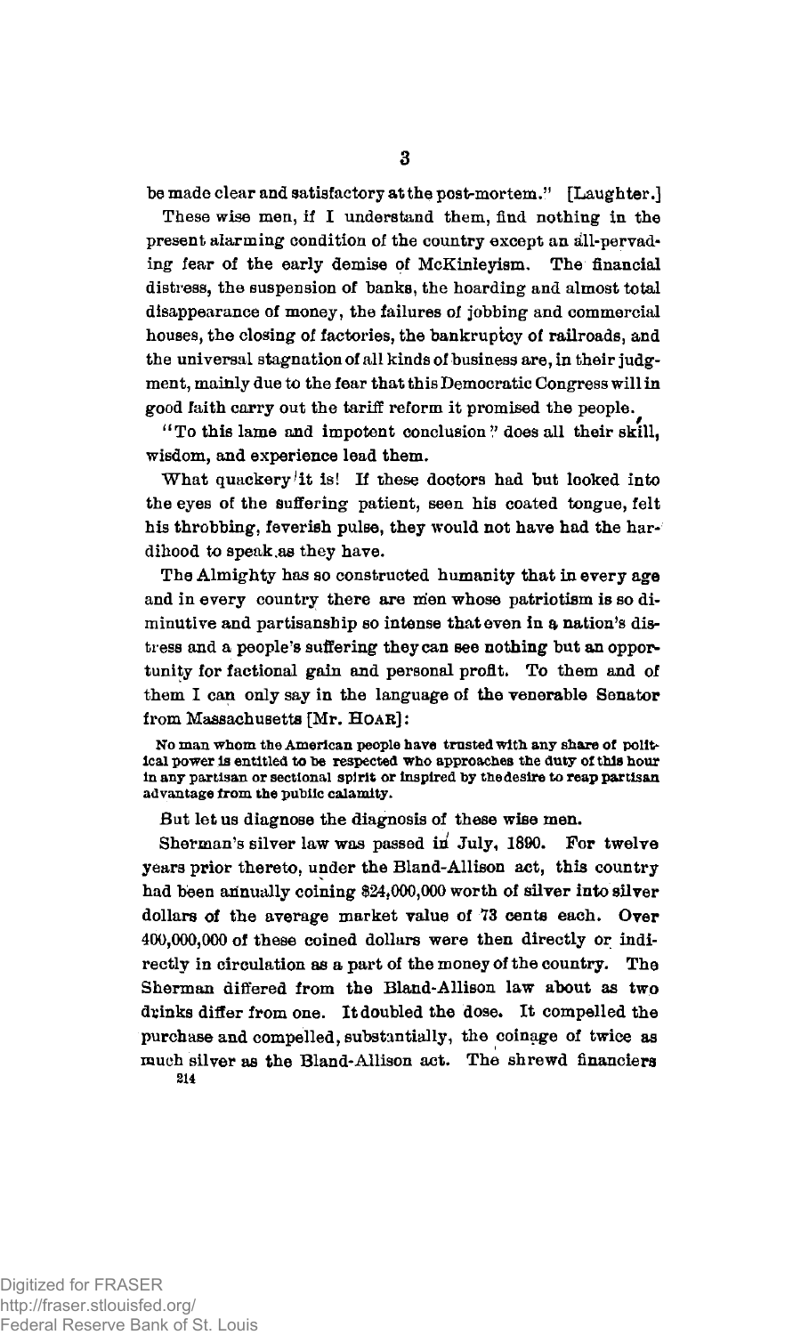be made clear and satisfactory at the post-mortem." [Laughter.]

These wise men, if I understand them, find nothing in the present alarming condition of the country except an all-pervading fear of the early demise of McKinleyism. The financial distress, the suspension of banks, the hoarding and almost total disappearance of money, the failures of jobbing and commercial houses, the closing of factories, the bankruptcy of railroads, and the universal stagnation of all kinds of business are, in their judgment, mainly due to the fear that this Democratic Congress will in good faith carry out the tariff reform it promised the people.

"To this lame and impotent conclusion" does all their skill, wisdom, and experience lead them.

What quackery it is! If these doctors had but looked into the eyes of the suffering patient, seen his coated tongue, felt his throbbing, feverish pulse, they would not have had the hardihood to speak as they have.

The Almighty has so constructed humanity that in every age and in every country there are men whose patriotism is so diminutive and partisanship so intense that even in a nation's distress and a people's suffering they can see nothing but an opportunity for factional gain and personal profit. To them and of them I can only say in the language of the venerable Senator from Massachusetts [Mr. HOAR]:

> **No man whom the American people have trusted with any share of political power is entitled to be respected who approaches the duty of this hour in any partisan or sectional spirit or inspired by the desire to reap partisan advantage from the public calamity.**

But let us diagnose the diagnosis of these wise men.

Sherman's silver law was passed in July, 1890. For twelve years prior thereto, under the Bland-Allison act, this country had been annually coining $24,000,000 worth of silver into silver dollars of the average market value of 73 cents each. Over 400,000,000 of these coined dollars were then directly or indirectly in circulation as a part of the money of the country. The Sherman differed from the Bland-Allison law about as two drinks differ from one. It doubled the dose. It compelled the purchase and compelled, substantially, the coinage of twice as much silver as the Bland-Allison act. The shrewd financiers

214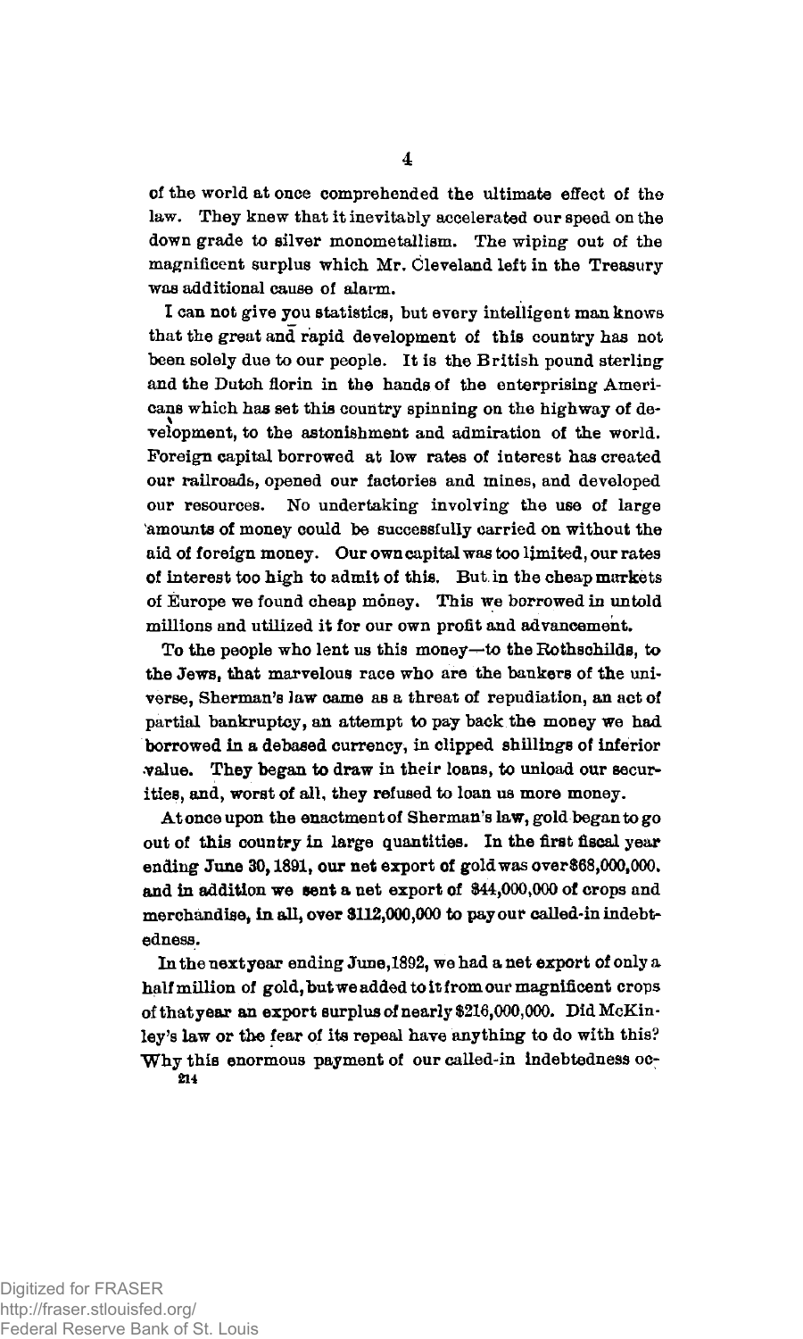of the world at once comprehended the ultimate effect of the law. They knew that it inevitably accelerated our speed on the down grade to silver monometallism. The wiping out of the magnificent surplus which Mr. Cleveland left in the Treasury was additional cause of alarm.

I can not give you statistics, but every intelligent man knows that the great and rapid development of this country has not been solely due to our people. It is the British pound sterling and the Dutch florin in the hands of the enterprising Americans which has set this country spinning on the highway of development, to the astonishment and admiration of the world. Foreign capital borrowed at low rates of interest has created our railroads, opened our factories and mines, and developed our resources. No undertaking involving the use of large amounts of money could be successfully carried on without the aid of foreign money. Our own capital was too limited, our rates of interest too high to admit of this. But in the cheap markets of Europe we found cheap money. This we borrowed in untold millions and utilized it for our own profit and advancement.

To the people who lent us this money—to the Rothschilds, to the Jews, that marvelous race who are the bankers of the universe, Sherman's law came as a threat of repudiation, an act of partial bankruptcy, an attempt to pay back the money we had borrowed in a debased currency, in clipped shillings of inferior value. They began to draw in their loans, to unload our securities, and, worst of all, they refused to loan us more money.

At once upon the enactment of Sherman's law, gold began to go out of this country in large quantities. In the first fiscal year ending June 30, 1891, our net export of gold was over $68,000,000, and in addition we sent a net export of $44,000,000 of crops and merchandise, in all, over $112,000,000 to pay our called-in indebtedness.

In the next year ending June, 1892, we had a net export of only a half million of gold, but we added to it from our magnificent crops of that year an export surplus of nearly $216,000,000. Did McKinley's law or the fear of its repeal have anything to do with this? Why this enormous payment of our called-in indebtedness oc-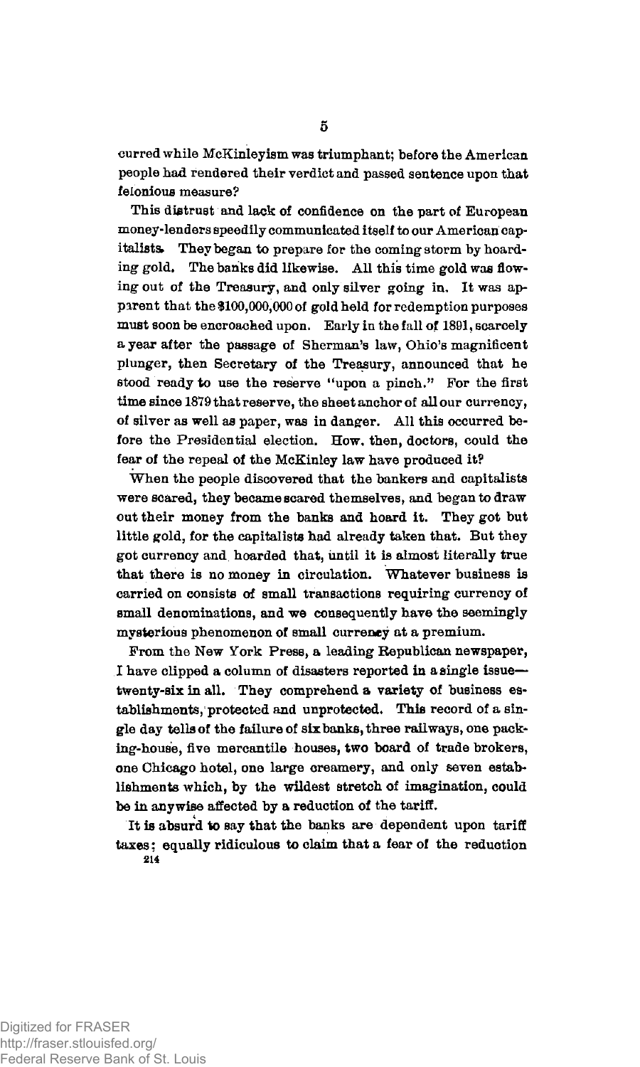curred while McKinleyism was triumphant; before the American people had rendered their verdict and passed sentence upon that felonious measure?

This distrust and lack of confidence on the part of European money-lenders speedily communicated itself to our American capitalists. They began to prepare for the coming storm by hoarding gold. The banks did likewise. All this time gold was flowing out of the Treasury, and only silver going in. It was apparent that the $100,000,000 of gold held for redemption purposes must soon be encroached upon. Early in the fall of 1891, scarcely a year after the passage of Sherman's law, Ohio's magnificent plunger, then Secretary of the Treasury, announced that he stood ready to use the reserve "upon a pinch." For the first time since 1879 that reserve, the sheet anchor of all our currency, of silver as well as paper, was in danger. All this occurred before the Presidential election. How, then, doctors, could the fear of the repeal of the McKinley law have produced it?

When the people discovered that the bankers and capitalists were scared, they became scared themselves, and began to draw out their money from the banks and hoard it. They got but little gold, for the capitalists had already taken that. But they got currency and hoarded that, until it is almost literally true that there is no money in circulation. Whatever business is carried on consists of small transactions requiring currency of small denominations, and we consequently have the seemingly mysterious phenomenon of small currency at a premium.

From the New York Press, a leading Republican newspaper, I have clipped a column of disasters reported in a single issue—twenty-six in all. They comprehend a variety of business establishments, protected and unprotected. This record of a single day tells of the failure of six banks, three railways, one packing-house, five mercantile houses, two board of trade brokers, one Chicago hotel, one large creamery, and only seven establishments which, by the wildest stretch of imagination, could be in anywise affected by a reduction of the tariff.

It is absurd to say that the banks are dependent upon tariff taxes; equally ridiculous to claim that a fear of the reduction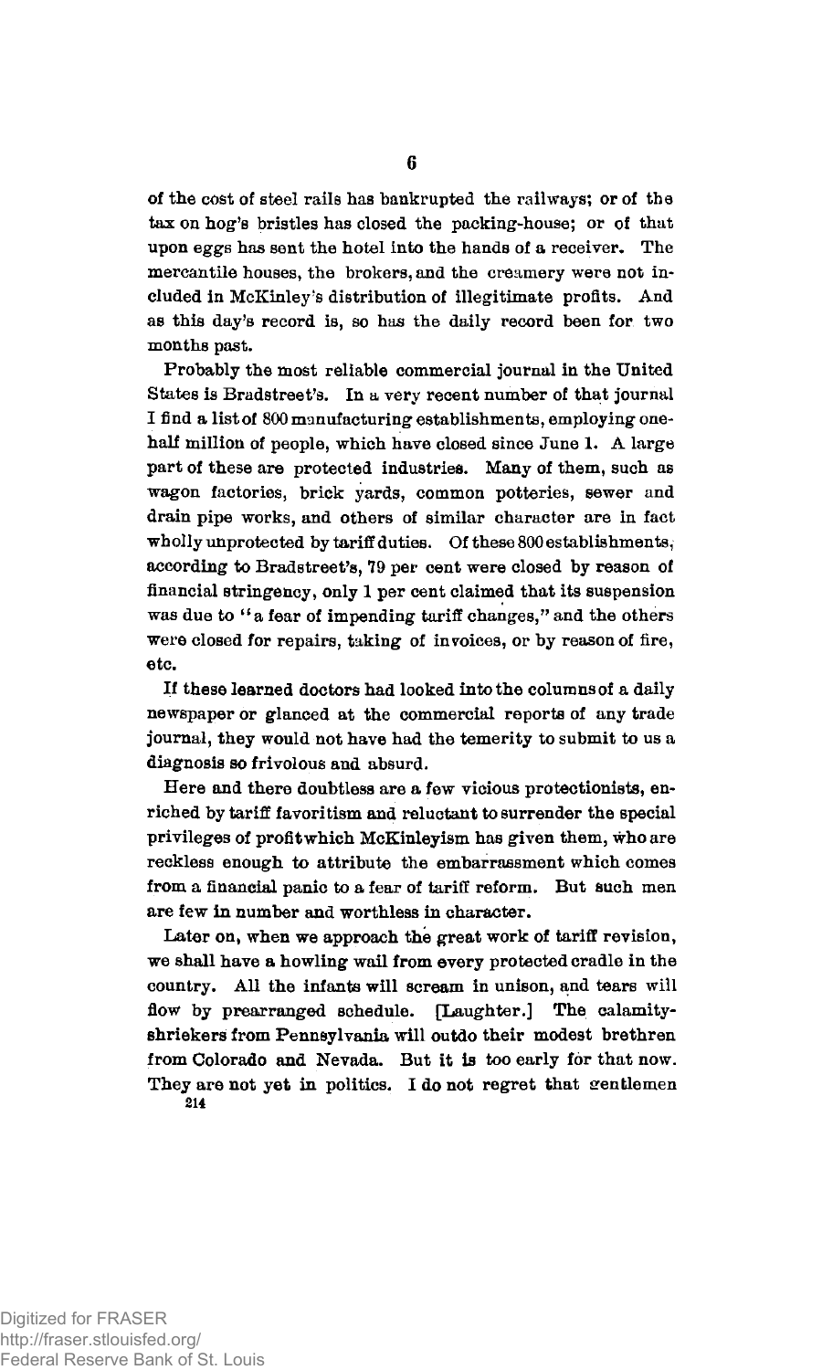of the cost of steel rails has bankrupted the railways; or of the tax on hog's bristles has closed the packing-house; or of that upon eggs has sent the hotel into the hands of a receiver. The mercantile houses, the brokers, and the creamery were not included in McKinley's distribution of illegitimate profits. And as this day's record is, so has the daily record been for two months past.

Probably the most reliable commercial journal in the United States is Bradstreet's. In a very recent number of that journal I find a list of 800 manufacturing establishments, employing one-half million of people, which have closed since June 1. A large part of these are protected industries. Many of them, such as wagon factories, brick yards, common potteries, sewer and drain pipe works, and others of similar character are in fact wholly unprotected by tariff duties. Of these 800 establishments, according to Bradstreet's, 79 per cent were closed by reason of financial stringency, only 1 per cent claimed that its suspension was due to "a fear of impending tariff changes," and the others were closed for repairs, taking of invoices, or by reason of fire, etc.

If these learned doctors had looked into the columns of a daily newspaper or glanced at the commercial reports of any trade journal, they would not have had the temerity to submit to us a diagnosis so frivolous and absurd.

Here and there doubtless are a few vicious protectionists, enriched by tariff favoritism and reluctant to surrender the special privileges of profit which McKinleyism has given them, who are reckless enough to attribute the embarrassment which comes from a financial panic to a fear of tariff reform. But such men are few in number and worthless in character.

Later on, when we approach the great work of tariff revision, we shall have a howling wail from every protected cradle in the country. All the infants will scream in unison, and tears will flow by prearranged schedule. [Laughter.] The calamity-shriekers from Pennsylvania will outdo their modest brethren from Colorado and Nevada. But it is too early for that now. They are not yet in politics. I do not regret that gentlemen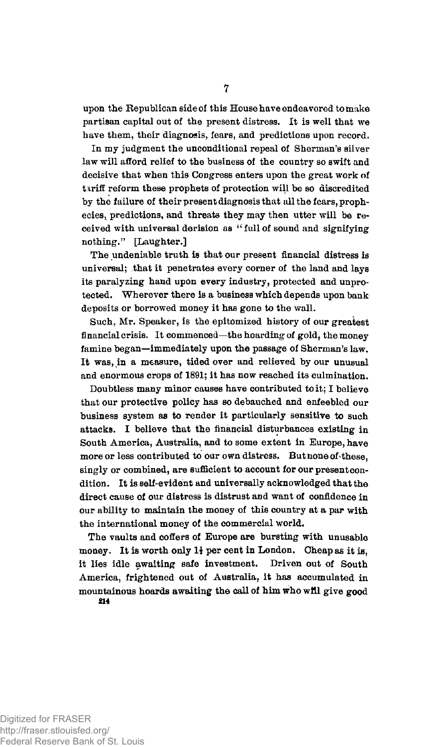upon the Republican side of this House have endeavored to make partisan capital out of the present distress. It is well that we have them, their diagnosis, fears, and predictions upon record.

In my judgment the unconditional repeal of Sherman's silver law will afford relief to the business of the country so swift and decisive that when this Congress enters upon the great work of tariff reform these prophets of protection will be so discredited by the failure of their present diagnosis that all the fears, prophecies, predictions, and threats they may then utter will be received with universal derision as "full of sound and signifying nothing." [Laughter.]

The undeniable truth is that our present financial distress is universal; that it penetrates every corner of the land and lays its paralyzing hand upon every industry, protected and unprotected. Wherever there is a business which depends upon bank deposits or borrowed money it has gone to the wall.

Such, Mr. Speaker, is the epitomized history of our greatest financial crisis. It commenced—the hoarding of gold, the money famine began—immediately upon the passage of Sherman's law. It was, in a measure, tided over and relieved by our unusual and enormous crops of 1891; it has now reached its culmination.

Doubtless many minor causes have contributed to it; I believe that our protective policy has so debauched and enfeebled our business system as to render it particularly sensitive to such attacks. I believe that the financial disturbances existing in South America, Australia, and to some extent in Europe, have more or less contributed to our own distress. But none of these, singly or combined, are sufficient to account for our present condition. It is self-evident and universally acknowledged that the direct cause of our distress is distrust and want of confidence in our ability to maintain the money of this country at a par with the international money of the commercial world.

The vaults and coffers of Europe are bursting with unusable money. It is worth only 1½ per cent in London. Cheap as it is, it lies idle awaiting safe investment. Driven out of South America, frightened out of Australia, it has accumulated in mountainous hoards awaiting the call of him who will give good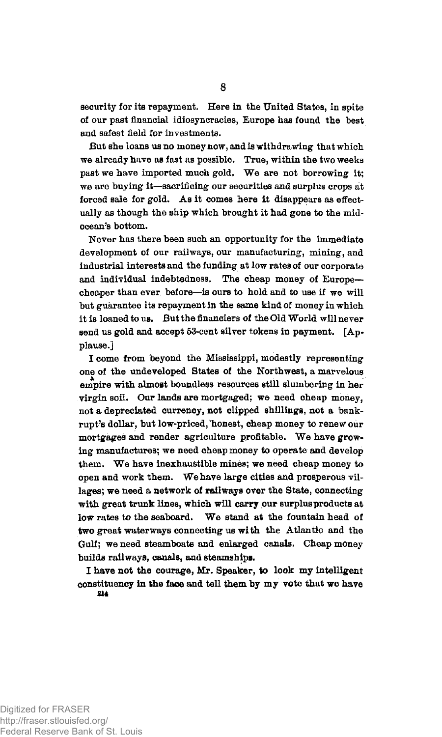security for its repayment. Here in the United States, in spite of our past financial idiosyncracies, Europe has found the best and safest field for investments.

But she loans us no money now, and is withdrawing that which we already have as fast as possible. True, within the two weeks past we have imported much gold. We are not borrowing it; we are buying it—sacrificing our securities and surplus crops at forced sale for gold. As it comes here it disappears as effectually as though the ship which brought it had gone to the mid-ocean's bottom.

Never has there been such an opportunity for the immediate development of our railways, our manufacturing, mining, and industrial interests and the funding at low rates of our corporate and individual indebtedness. The cheap money of Europe—cheaper than ever before—is ours to hold and to use if we will but guarantee its repayment in the same kind of money in which it is loaned to us. But the financiers of the Old World will never send us gold and accept 53-cent silver tokens in payment. [Applause.]

I come from beyond the Mississippi, modestly representing one of the undeveloped States of the Northwest, a marvelous empire with almost boundless resources still slumbering in her virgin soil. Our lands are mortgaged; we need cheap money, not a depreciated currency, not clipped shillings, not a bankrupt's dollar, but low-priced, honest, cheap money to renew our mortgages and render agriculture profitable. We have growing manufactures; we need cheap money to operate and develop them. We have inexhaustible mines; we need cheap money to open and work them. We have large cities and prosperous villages; we need a network of railways over the State, connecting with great trunk lines, which will carry our surplus products at low rates to the seaboard. We stand at the fountain head of two great waterways connecting us with the Atlantic and the Gulf; we need steamboats and enlarged canals. Cheap money builds railways, canals, and steamships.

I have not the courage, Mr. Speaker, to look my intelligent constituency in the face and tell them by my vote that we have

214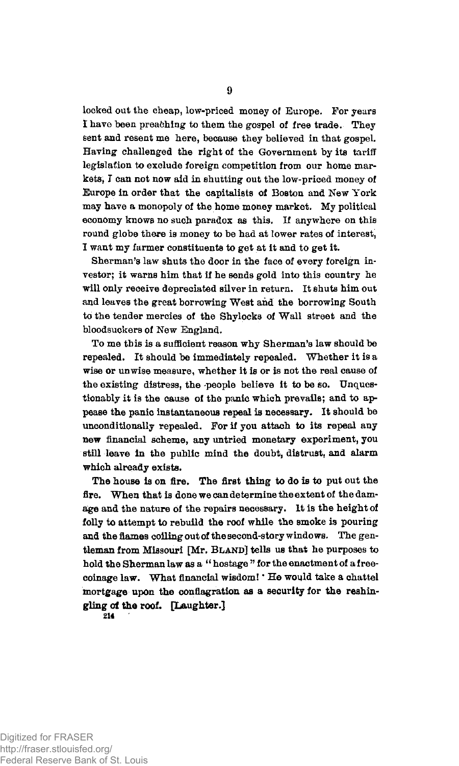locked out the cheap, low-priced money of Europe. For years I have been preaching to them the gospel of free trade. They sent and resent me here, because they believed in that gospel. Having challenged the right of the Government by its tariff legislation to exclude foreign competition from our home markets, I can not now aid in shutting out the low-priced money of Europe in order that the capitalists of Boston and New York may have a monopoly of the home money market. My political economy knows no such paradox as this. If anywhere on this round globe there is money to be had at lower rates of interest, I want my farmer constituents to get at it and to get it.

Sherman's law shuts the door in the face of every foreign investor; it warns him that if he sends gold into this country he will only receive depreciated silver in return. It shuts him out and leaves the great borrowing West and the borrowing South to the tender mercies of the Shylocks of Wall street and the bloodsuckers of New England.

To me this is a sufficient reason why Sherman's law should be repealed. It should be immediately repealed. Whether it is a wise or unwise measure, whether it is or is not the real cause of the existing distress, the people believe it to be so. Unquestionably it is the cause of the panic which prevails; and to appease the panic instantaneous repeal is necessary. It should be unconditionally repealed. For if you attach to its repeal any new financial scheme, any untried monetary experiment, you still leave in the public mind the doubt, distrust, and alarm which already exists.

The house is on fire. The first thing to do is to put out the fire. When that is done we can determine the extent of the damage and the nature of the repairs necessary. It is the height of folly to attempt to rebuild the roof while the smoke is pouring and the flames coiling out of the second-story windows. The gentleman from Missouri [Mr. BLAND] tells us that he purposes to hold the Sherman law as a "hostage" for the enactment of a free-coinage law. What financial wisdom! He would take a chattel mortgage upon the conflagration as a security for the reshingling of the roof. [Laughter.]

214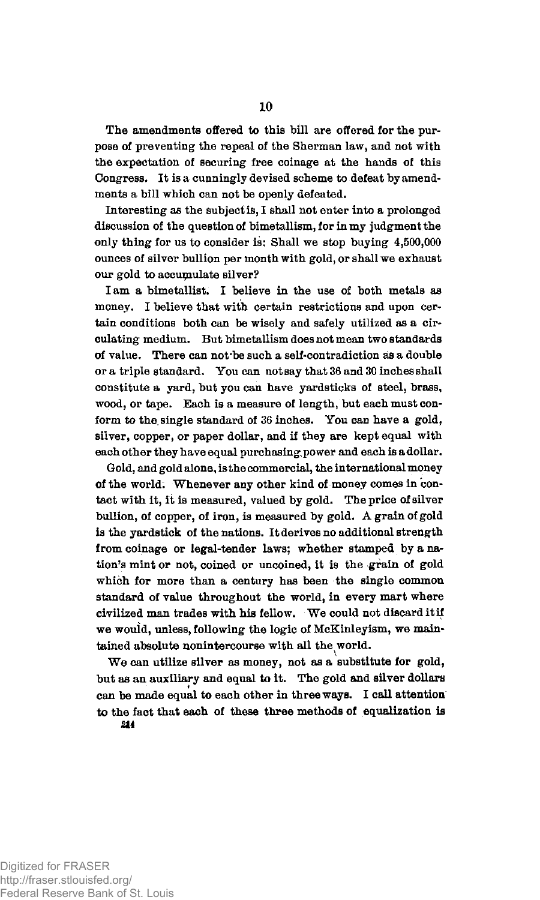The amendments offered to this bill are offered for the purpose of preventing the repeal of the Sherman law, and not with the expectation of securing free coinage at the hands of this Congress. It is a cunningly devised scheme to defeat by amendments a bill which can not be openly defeated.

Interesting as the subject is, I shall not enter into a prolonged discussion of the question of bimetallism, for in my judgment the only thing for us to consider is: Shall we stop buying 4,500,000 ounces of silver bullion per month with gold, or shall we exhaust our gold to accumulate silver?

I am a bimetallist. I believe in the use of both metals as money. I believe that with certain restrictions and upon certain conditions both can be wisely and safely utilized as a circulating medium. But bimetallism does not mean two standards of value. There can not be such a self-contradiction as a double or a triple standard. You can not say that 36 and 30 inches shall constitute a yard, but you can have yardsticks of steel, brass, wood, or tape. Each is a measure of length, but each must conform to the single standard of 36 inches. You can have a gold, silver, copper, or paper dollar, and if they are kept equal with each other they have equal purchasing power and each is a dollar.

Gold, and gold alone, is the commercial, the international money of the world. Whenever any other kind of money comes in contact with it, it is measured, valued by gold. The price of silver bullion, of copper, of iron, is measured by gold. A grain of gold is the yardstick of the nations. It derives no additional strength from coinage or legal-tender laws; whether stamped by a nation's mint or not, coined or uncoined, it is the grain of gold which for more than a century has been the single common standard of value throughout the world, in every mart where civilized man trades with his fellow. We could not discard it if we would, unless, following the logic of McKinleyism, we maintained absolute nonintercourse with all the world.

We can utilize silver as money, not as a substitute for gold, but as an auxiliary and equal to it. The gold and silver dollars can be made equal to each other in three ways. I call attention to the fact that each of these three methods of equalization is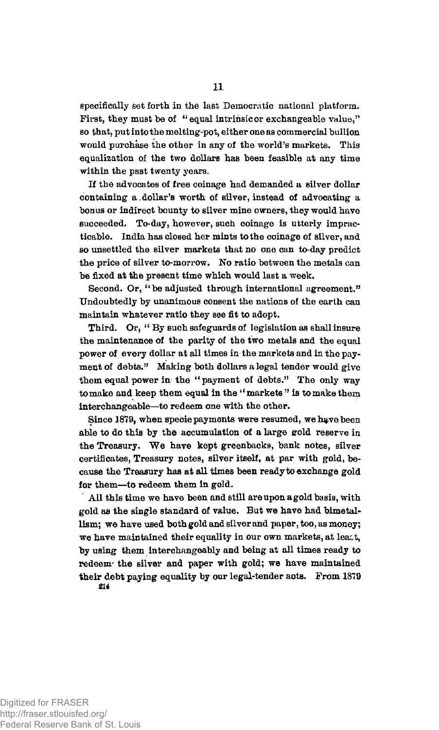specifically set forth in the last Democratic national platform. First, they must be of "equal intrinsic or exchangeable value," so that, put into the melting-pot, either one as commercial bullion would purchase the other in any of the world's markets. This equalization of the two dollars has been feasible at any time within the past twenty years.

If the advocates of free coinage had demanded a silver dollar containing a dollar's worth of silver, instead of advocating a bonus or indirect bounty to silver mine owners, they would have succeeded. To-day, however, such coinage is utterly impracticable. India has closed her mints to the coinage of silver, and so unsettled the silver markets that no one can to-day predict the price of silver to-morrow. No ratio between the metals can be fixed at the present time which would last a week.

Second. Or, "be adjusted through international agreement." Undoubtedly by unanimous consent the nations of the earth can maintain whatever ratio they see fit to adopt.

Third. Or, "By such safeguards of legislation as shall insure the maintenance of the parity of the two metals and the equal power of every dollar at all times in the markets and in the payment of debts." Making both dollars a legal tender would give them equal power in the "payment of debts." The only way to make and keep them equal in the "markets" is to make them interchangeable—to redeem one with the other.

Since 1879, when specie payments were resumed, we have been able to do this by the accumulation of a large gold reserve in the Treasury. We have kept greenbacks, bank notes, silver certificates, Treasury notes, silver itself, at par with gold, because the Treasury has at all times been ready to exchange gold for them—to redeem them in gold.

All this time we have been and still are upon a gold basis, with gold as the single standard of value. But we have had bimetallism; we have used both gold and silver and paper, too, as money; we have maintained their equality in our own markets, at least, by using them interchangeably and being at all times ready to redeem the silver and paper with gold; we have maintained their debt paying equality by our legal-tender acts. From 1879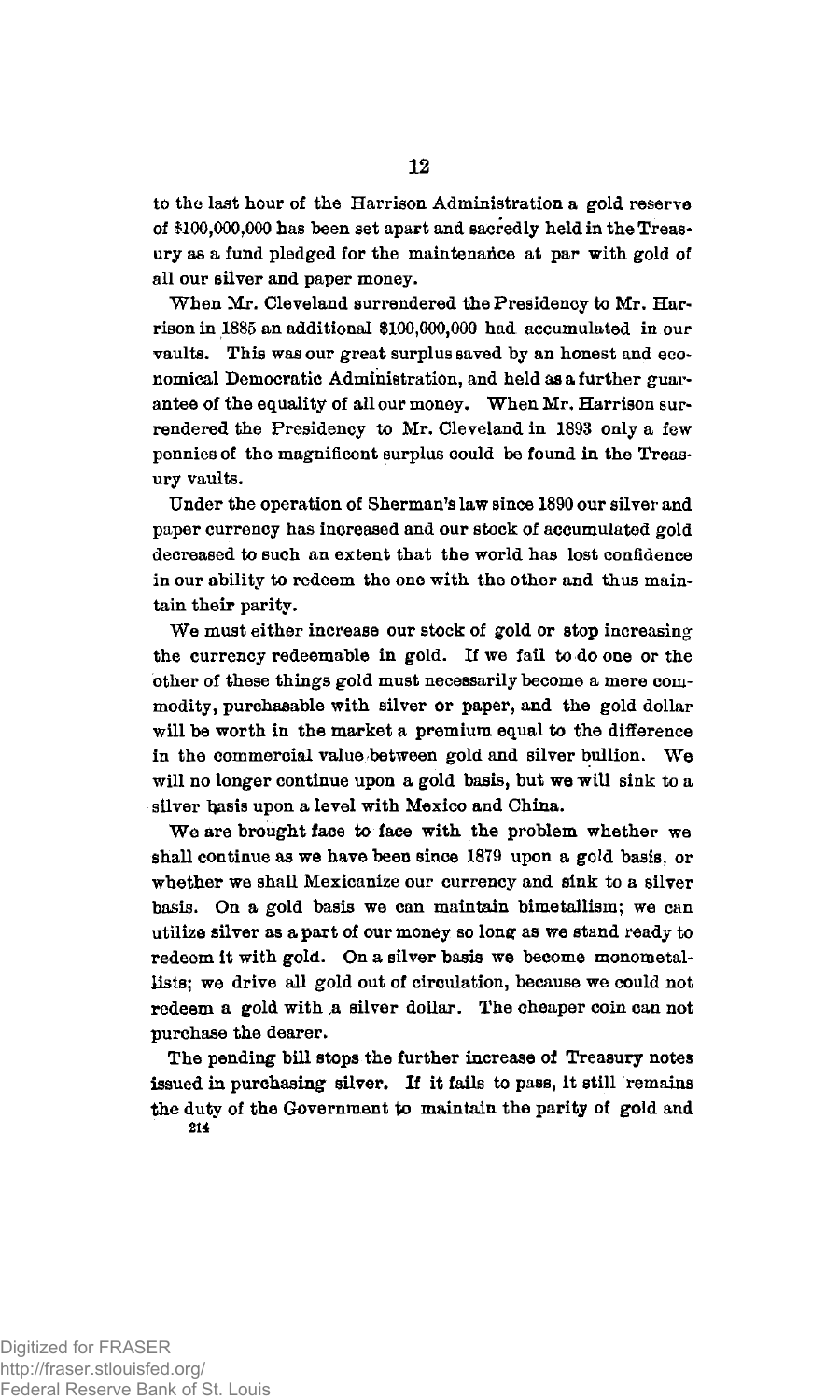to the last hour of the Harrison Administration a gold reserve of $100,000,000 has been set apart and sacredly held in the Treasury as a fund pledged for the maintenance at par with gold of all our silver and paper money.

When Mr. Cleveland surrendered the Presidency to Mr. Harrison in 1885 an additional $100,000,000 had accumulated in our vaults. This was our great surplus saved by an honest and economical Democratic Administration, and held as a further guarantee of the equality of all our money. When Mr. Harrison surrendered the Presidency to Mr. Cleveland in 1893 only a few pennies of the magnificent surplus could be found in the Treasury vaults.

Under the operation of Sherman's law since 1890 our silver and paper currency has increased and our stock of accumulated gold decreased to such an extent that the world has lost confidence in our ability to redeem the one with the other and thus maintain their parity.

We must either increase our stock of gold or stop increasing the currency redeemable in gold. If we fail to do one or the other of these things gold must necessarily become a mere commodity, purchasable with silver or paper, and the gold dollar will be worth in the market a premium equal to the difference in the commercial value between gold and silver bullion. We will no longer continue upon a gold basis, but we will sink to a silver basis upon a level with Mexico and China.

We are brought face to face with the problem whether we shall continue as we have been since 1879 upon a gold basis, or whether we shall Mexicanize our currency and sink to a silver basis. On a gold basis we can maintain bimetallism; we can utilize silver as a part of our money so long as we stand ready to redeem it with gold. On a silver basis we become monometallists; we drive all gold out of circulation, because we could not redeem a gold with a silver dollar. The cheaper coin can not purchase the dearer.

The pending bill stops the further increase of Treasury notes issued in purchasing silver. If it fails to pass, it still remains the duty of the Government to maintain the parity of gold and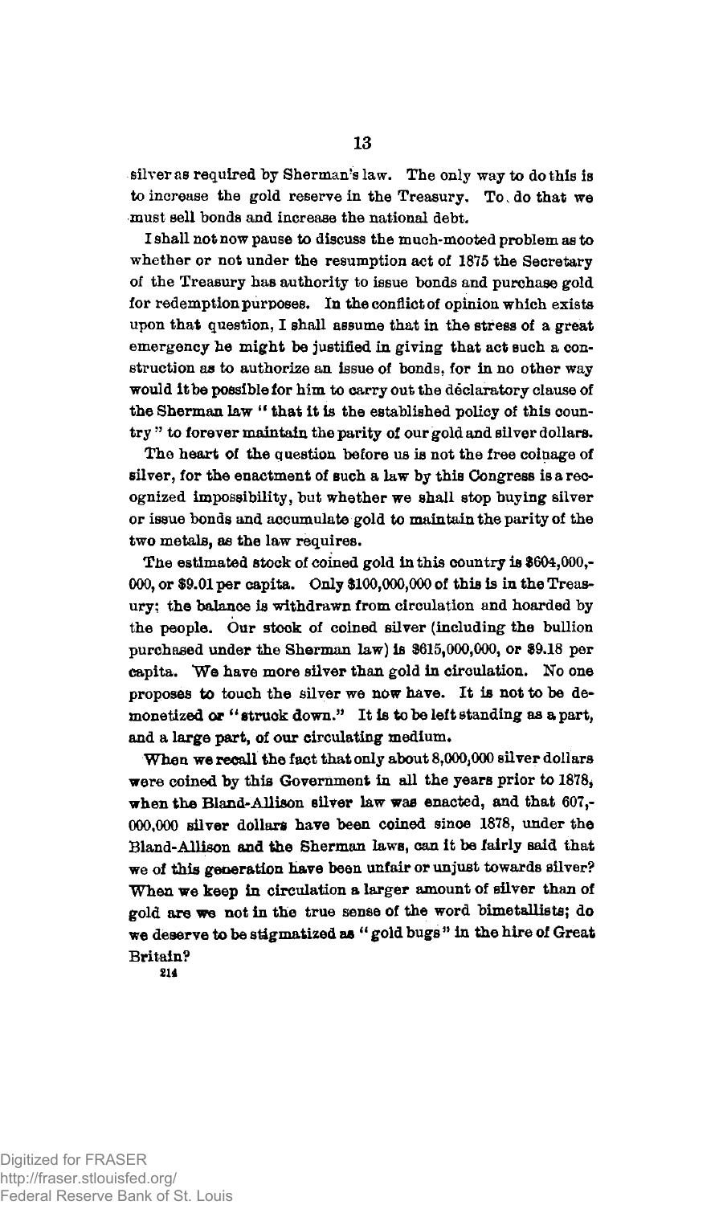silver as required by Sherman's law. The only way to do this is to increase the gold reserve in the Treasury. To do that we must sell bonds and increase the national debt.

I shall not now pause to discuss the much-mooted problem as to whether or not under the resumption act of 1875 the Secretary of the Treasury has authority to issue bonds and purchase gold for redemption purposes. In the conflict of opinion which exists upon that question, I shall assume that in the stress of a great emergency he might be justified in giving that act such a construction as to authorize an issue of bonds, for in no other way would it be possible for him to carry out the declaratory clause of the Sherman law "that it is the established policy of this country" to forever maintain the parity of our gold and silver dollars.

The heart of the question before us is not the free coinage of silver, for the enactment of such a law by this Congress is a recognized impossibility, but whether we shall stop buying silver or issue bonds and accumulate gold to maintain the parity of the two metals, as the law requires.

The estimated stock of coined gold in this country is $604,000,000, or $9.01 per capita. Only $100,000,000 of this is in the Treasury; the balance is withdrawn from circulation and hoarded by the people. Our stock of coined silver (including the bullion purchased under the Sherman law) is $615,000,000, or $9.18 per capita. We have more silver than gold in circulation. No one proposes to touch the silver we now have. It is not to be demonetized or "struck down." It is to be left standing as a part, and a large part, of our circulating medium.

When we recall the fact that only about 8,000,000 silver dollars were coined by this Government in all the years prior to 1878, when the Bland-Allison silver law was enacted, and that 607,000,000 silver dollars have been coined since 1878, under the Bland-Allison and the Sherman laws, can it be fairly said that we of this generation have been unfair or unjust towards silver? When we keep in circulation a larger amount of silver than of gold are we not in the true sense of the word bimetallists; do we deserve to be stigmatized as "gold bugs" in the hire of Great Britain?

214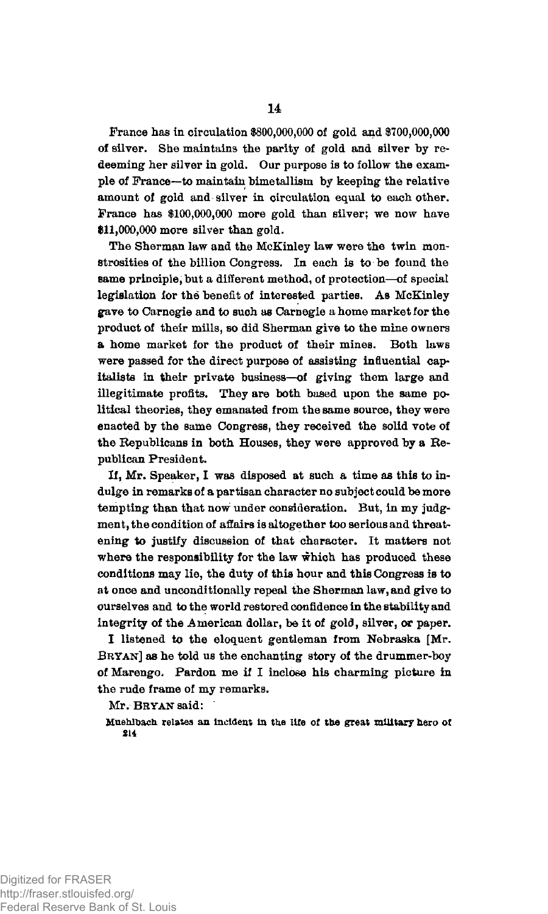France has in circulation $800,000,000 of gold and $700,000,000 of silver. She maintains the parity of gold and silver by redeeming her silver in gold. Our purpose is to follow the example of France—to maintain bimetallism by keeping the relative amount of gold and silver in circulation equal to each other. France has $100,000,000 more gold than silver; we now have $11,000,000 more silver than gold.

The Sherman law and the McKinley law were the twin monstrosities of the billion Congress. In each is to be found the same principle, but a different method, of protection—of special legislation for the benefit of interested parties. As McKinley gave to Carnegie and to such as Carnegie a home market for the product of their mills, so did Sherman give to the mine owners a home market for the product of their mines. Both laws were passed for the direct purpose of assisting influential capitalists in their private business—of giving them large and illegitimate profits. They are both based upon the same political theories, they emanated from the same source, they were enacted by the same Congress, they received the solid vote of the Republicans in both Houses, they were approved by a Republican President.

If, Mr. Speaker, I was disposed at such a time as this to indulge in remarks of a partisan character no subject could be more tempting than that now under consideration. But, in my judgment, the condition of affairs is altogether too serious and threatening to justify discussion of that character. It matters not where the responsibility for the law which has produced these conditions may lie, the duty of this hour and this Congress is to at once and unconditionally repeal the Sherman law, and give to ourselves and to the world restored confidence in the stability and integrity of the American dollar, be it of gold, silver, or paper.

I listened to the eloquent gentleman from Nebraska [Mr. BRYAN] as he told us the enchanting story of the drummer-boy of Marengo. Pardon me if I inclose his charming picture in the rude frame of my remarks.

Mr. BRYAN said:

Muehlbach relates an incident in the life of the great military hero of

214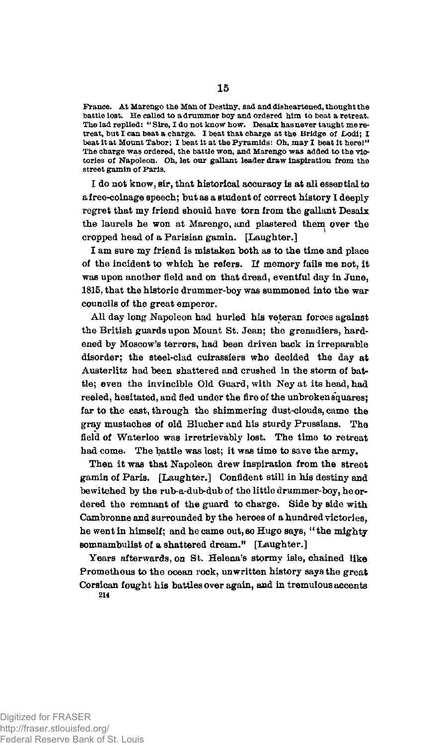France. At Marengo the Man of Destiny, sad and disheartened, thought the battle lost. He called to a drummer boy and ordered him to beat a retreat. The lad replied: "Sire, I do not know how. Desaix has never taught me retreat, but I can beat a charge. I beat that charge at the Bridge of Lodi; I beat it at Mount Tabor; I beat it at the Pyramids: Oh, may I beat it here!" The charge was ordered, the battle won, and Marengo was added to the victories of Napoleon. Oh, let our gallant leader draw inspiration from the street gamin of Paris.

I do not know, sir, that historical accuracy is at all essential to a free-coinage speech; but as a student of correct history I deeply regret that my friend should have torn from the gallant Desaix the laurels he won at Marengo, and plastered them over the cropped head of a Parisian gamin. [Laughter.]

I am sure my friend is mistaken both as to the time and place of the incident to which he refers. If memory fails me not, it was upon another field and on that dread, eventful day in June, 1815, that the historic drummer-boy was summoned into the war councils of the great emperor.

All day long Napoleon had hurled his veteran forces against the British guards upon Mount St. Jean; the grenadiers, hardened by Moscow's terrors, had been driven back in irreparable disorder; the steel-clad cuirassiers who decided the day at Austerlitz had been shattered and crushed in the storm of battle; even the invincible Old Guard, with Ney at its head, had reeled, hesitated, and fled under the fire of the unbroken squares; far to the east, through the shimmering dust-clouds, came the gray mustaches of old Blucher and his sturdy Prussians. The field of Waterloo was irretrievably lost. The time to retreat had come. The battle was lost; it was time to save the army.

Then it was that Napoleon drew inspiration from the street gamin of Paris. [Laughter.] Confident still in his destiny and bewitched by the rub-a-dub-dub of the little drummer-boy, he ordered the remnant of the guard to charge. Side by side with Cambronne and surrounded by the heroes of a hundred victories, he went in himself; and he came out, so Hugo says, "the mighty somnambulist of a shattered dream." [Laughter.]

Years afterwards, on St. Helena's stormy isle, chained like Prometheus to the ocean rock, unwritten history says the great Corsican fought his battles over again, and in tremulous accents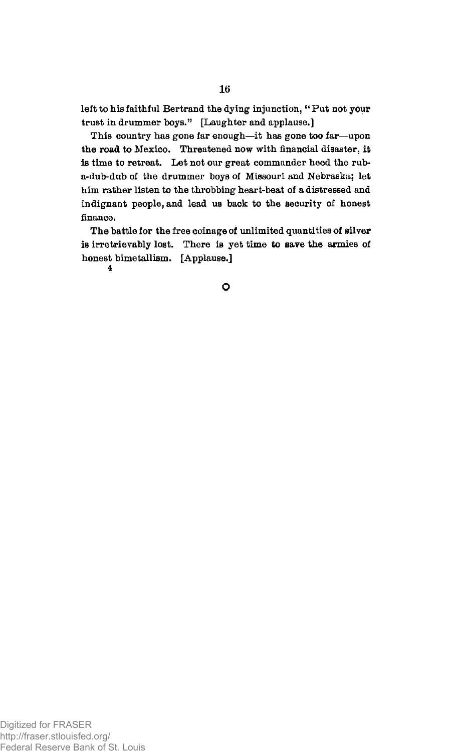left to his faithful Bertrand the dying injunction, "Put not your trust in drummer boys." [Laughter and applause.]

This country has gone far enough—it has gone too far—upon the road to Mexico. Threatened now with financial disaster, it is time to retreat. Let not our great commander heed the rub-a-dub-dub of the drummer boys of Missouri and Nebraska; let him rather listen to the throbbing heart-beat of a distressed and indignant people, and lead us back to the security of honest finance.

The battle for the free coinage of unlimited quantities of silver is irretrievably lost. There is yet time to save the armies of honest bimetallism. [Applause.]

4

O